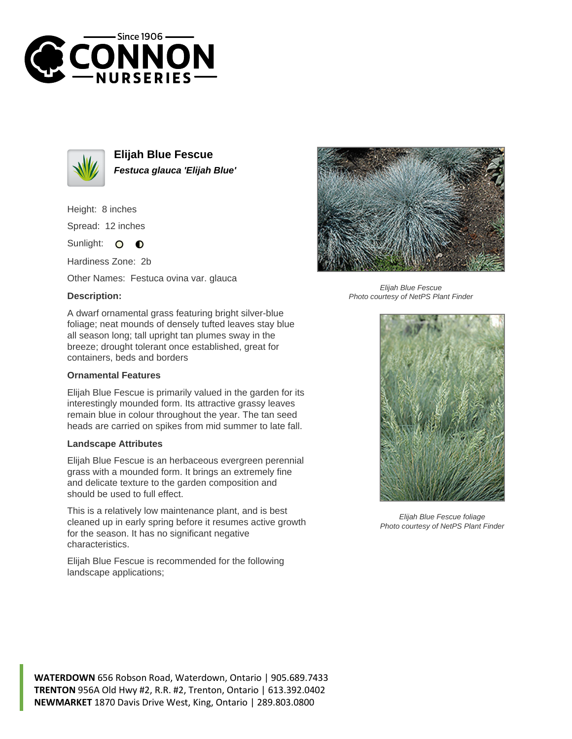Since 1906

CONNON

NURSERIES

# Elijah Blue Fescue

***Festuca glauca 'Elijah Blue'***

Height: 8 inches

Spread: 12 inches

Sunlight: O ◐

Hardiness Zone: 2b

Other Names: Festuca ovina var. glauca

### Description:

A dwarf ornamental grass featuring bright silver-blue foliage; neat mounds of densely tufted leaves stay blue all season long; tall upright tan plumes sway in the breeze; drought tolerant once established, great for containers, beds and borders

### Ornamental Features

Elijah Blue Fescue is primarily valued in the garden for its interestingly mounded form. Its attractive grassy leaves remain blue in colour throughout the year. The tan seed heads are carried on spikes from mid summer to late fall.

### Landscape Attributes

Elijah Blue Fescue is an herbaceous evergreen perennial grass with a mounded form. It brings an extremely fine and delicate texture to the garden composition and should be used to full effect.

This is a relatively low maintenance plant, and is best cleaned up in early spring before it resumes active growth for the season. It has no significant negative characteristics.

Elijah Blue Fescue is recommended for the following landscape applications;

*Elijah Blue Fescue*
*Photo courtesy of NetPS Plant Finder*

*Elijah Blue Fescue foliage*
*Photo courtesy of NetPS Plant Finder*

**WATERDOWN** 656 Robson Road, Waterdown, Ontario | 905.689.7433
**TRENTON** 956A Old Hwy #2, R.R. #2, Trenton, Ontario | 613.392.0402
**NEWMARKET** 1870 Davis Drive West, King, Ontario | 289.803.0800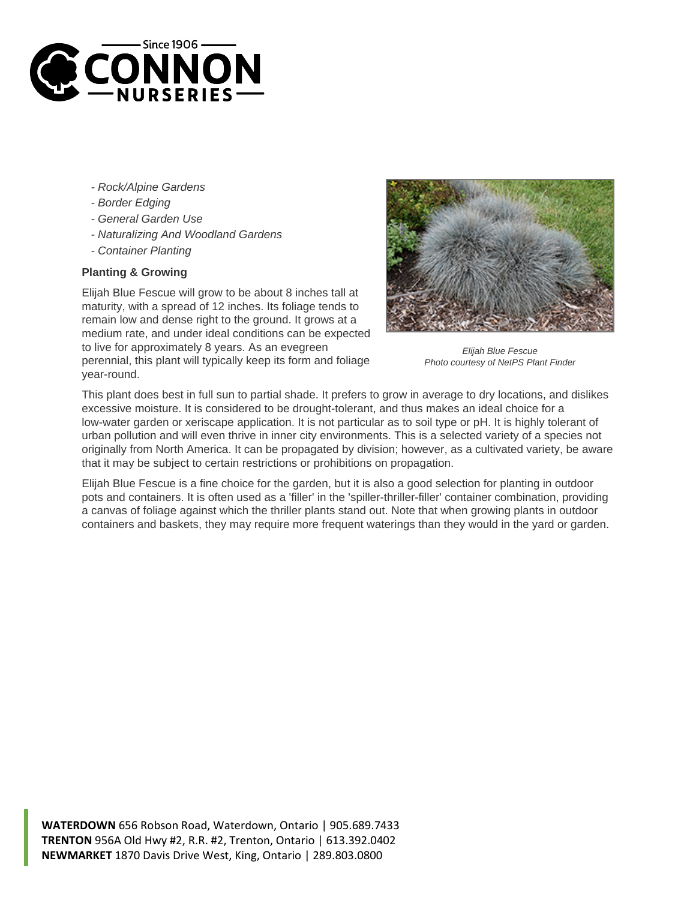- *Rock/Alpine Gardens*
- *Border Edging*
- *General Garden Use*
- *Naturalizing And Woodland Gardens*
- *Container Planting*

**Planting & Growing**

Elijah Blue Fescue will grow to be about 8 inches tall at maturity, with a spread of 12 inches. Its foliage tends to remain low and dense right to the ground. It grows at a medium rate, and under ideal conditions can be expected to live for approximately 8 years. As an evegreen perennial, this plant will typically keep its form and foliage year-round.

*Elijah Blue Fescue*
*Photo courtesy of NetPS Plant Finder*

This plant does best in full sun to partial shade. It prefers to grow in average to dry locations, and dislikes excessive moisture. It is considered to be drought-tolerant, and thus makes an ideal choice for a low-water garden or xeriscape application. It is not particular as to soil type or pH. It is highly tolerant of urban pollution and will even thrive in inner city environments. This is a selected variety of a species not originally from North America. It can be propagated by division; however, as a cultivated variety, be aware that it may be subject to certain restrictions or prohibitions on propagation.

Elijah Blue Fescue is a fine choice for the garden, but it is also a good selection for planting in outdoor pots and containers. It is often used as a 'filler' in the 'spiller-thriller-filler' container combination, providing a canvas of foliage against which the thriller plants stand out. Note that when growing plants in outdoor containers and baskets, they may require more frequent waterings than they would in the yard or garden.